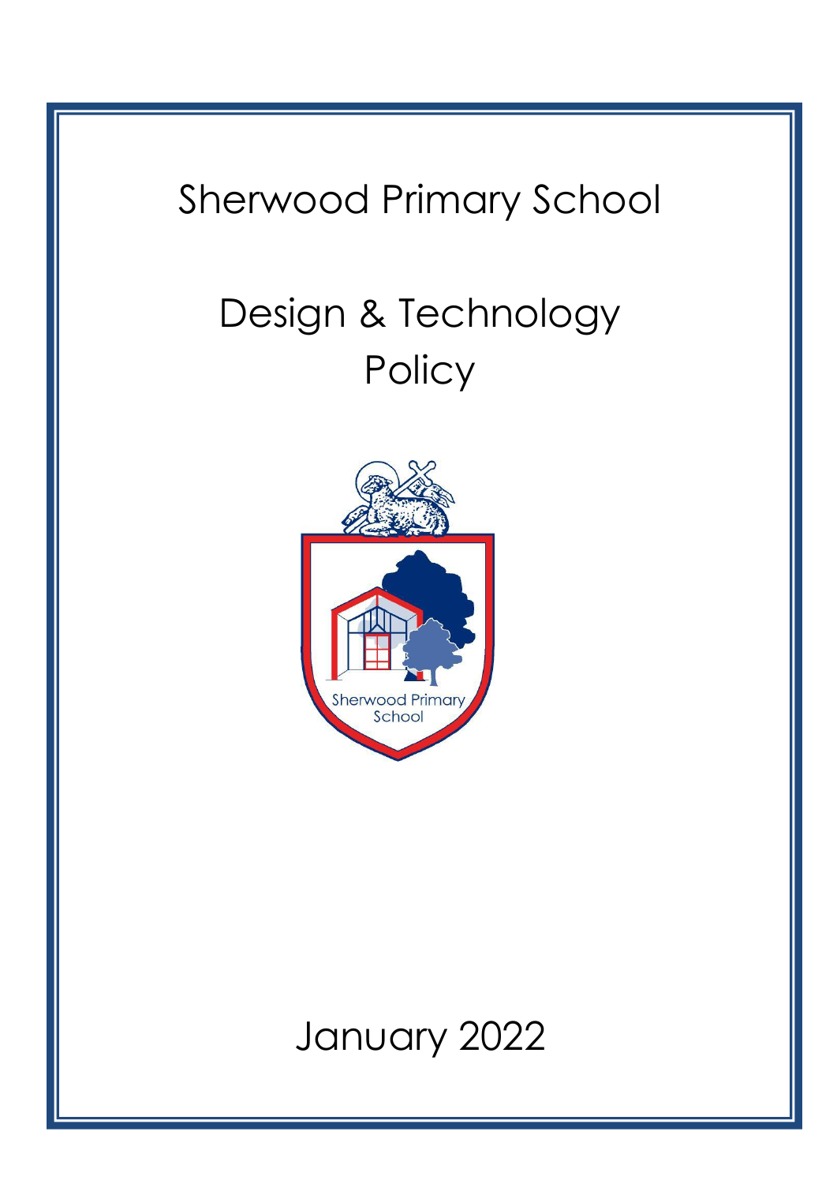# Sherwood Primary School

# Design & Technology Policy

January 2022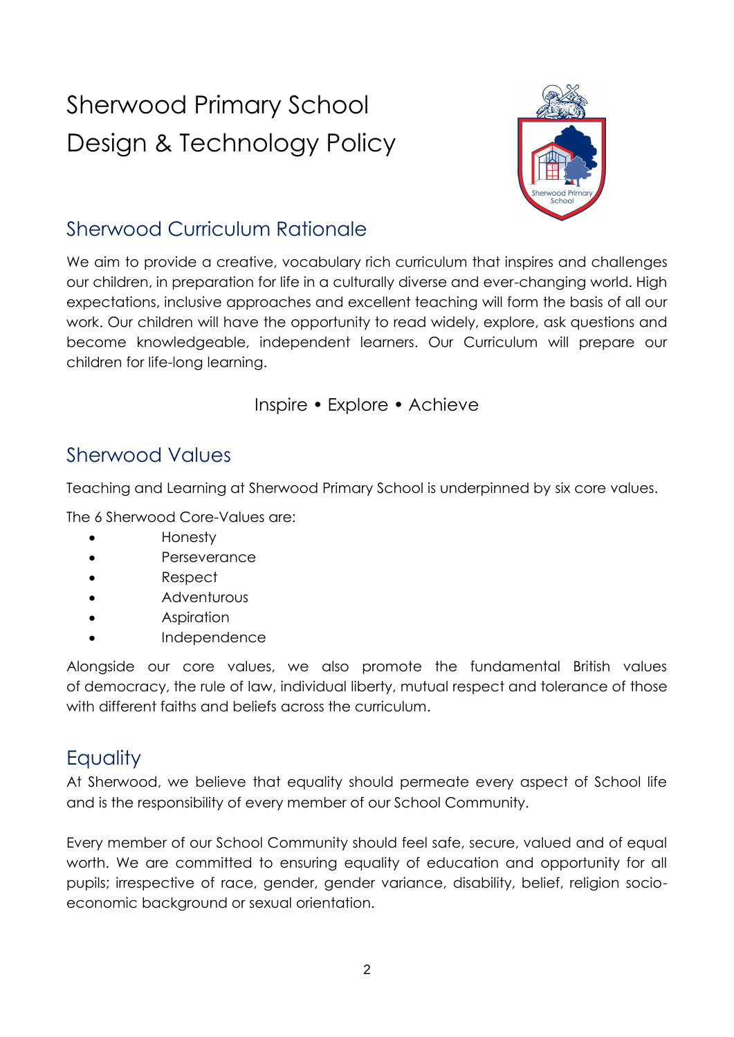# Sherwood Primary School
# Design & Technology Policy

## Sherwood Curriculum Rationale

We aim to provide a creative, vocabulary rich curriculum that inspires and challenges our children, in preparation for life in a culturally diverse and ever-changing world. High expectations, inclusive approaches and excellent teaching will form the basis of all our work. Our children will have the opportunity to read widely, explore, ask questions and become knowledgeable, independent learners. Our Curriculum will prepare our children for life-long learning.

Inspire • Explore • Achieve

## Sherwood Values

Teaching and Learning at Sherwood Primary School is underpinned by six core values.

The 6 Sherwood Core-Values are:

- Honesty
- Perseverance
- Respect
- Adventurous
- Aspiration
- Independence

Alongside our core values, we also promote the fundamental British values of democracy, the rule of law, individual liberty, mutual respect and tolerance of those with different faiths and beliefs across the curriculum.

## Equality

At Sherwood, we believe that equality should permeate every aspect of School life and is the responsibility of every member of our School Community.

Every member of our School Community should feel safe, secure, valued and of equal worth. We are committed to ensuring equality of education and opportunity for all pupils; irrespective of race, gender, gender variance, disability, belief, religion socio-economic background or sexual orientation.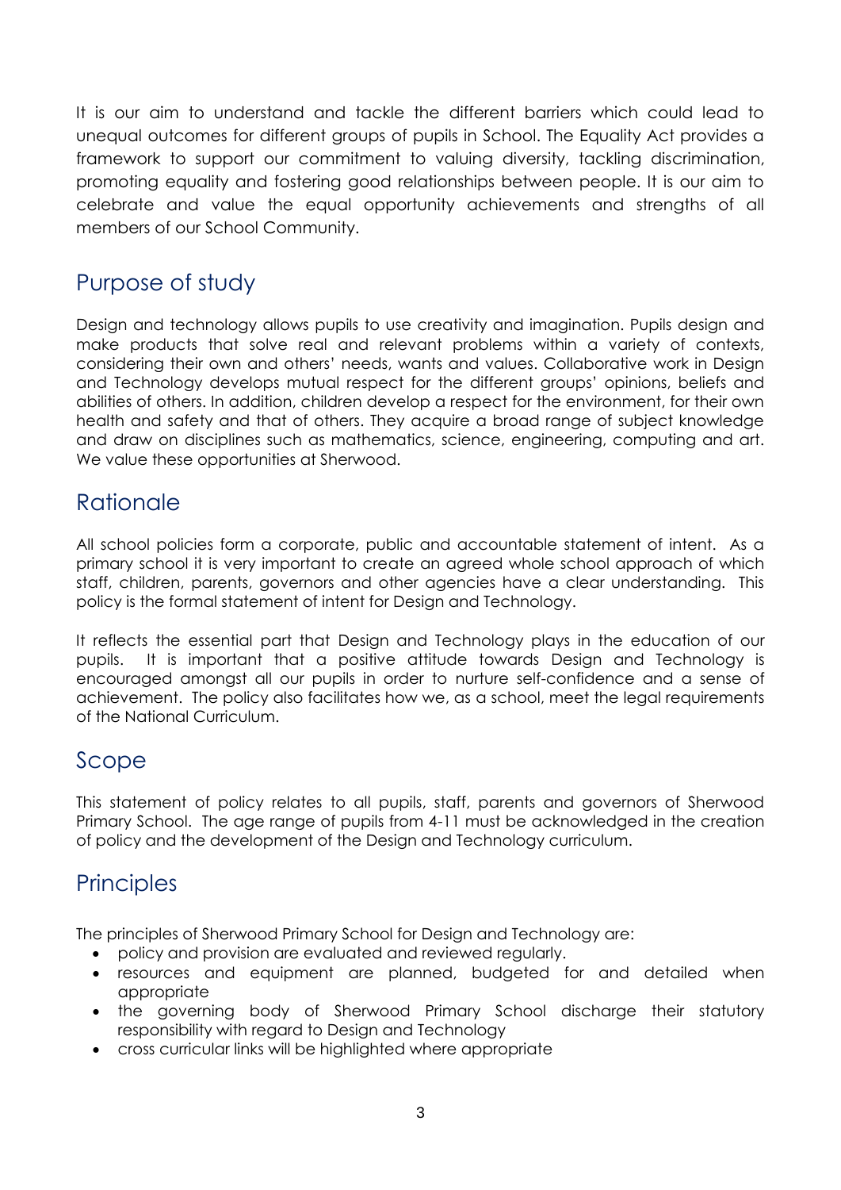It is our aim to understand and tackle the different barriers which could lead to unequal outcomes for different groups of pupils in School. The Equality Act provides a framework to support our commitment to valuing diversity, tackling discrimination, promoting equality and fostering good relationships between people. It is our aim to celebrate and value the equal opportunity achievements and strengths of all members of our School Community.

## Purpose of study

Design and technology allows pupils to use creativity and imagination. Pupils design and make products that solve real and relevant problems within a variety of contexts, considering their own and others' needs, wants and values. Collaborative work in Design and Technology develops mutual respect for the different groups' opinions, beliefs and abilities of others. In addition, children develop a respect for the environment, for their own health and safety and that of others. They acquire a broad range of subject knowledge and draw on disciplines such as mathematics, science, engineering, computing and art. We value these opportunities at Sherwood.

## Rationale

All school policies form a corporate, public and accountable statement of intent. As a primary school it is very important to create an agreed whole school approach of which staff, children, parents, governors and other agencies have a clear understanding. This policy is the formal statement of intent for Design and Technology.

It reflects the essential part that Design and Technology plays in the education of our pupils. It is important that a positive attitude towards Design and Technology is encouraged amongst all our pupils in order to nurture self-confidence and a sense of achievement. The policy also facilitates how we, as a school, meet the legal requirements of the National Curriculum.

## Scope

This statement of policy relates to all pupils, staff, parents and governors of Sherwood Primary School. The age range of pupils from 4-11 must be acknowledged in the creation of policy and the development of the Design and Technology curriculum.

## Principles

The principles of Sherwood Primary School for Design and Technology are:

- policy and provision are evaluated and reviewed regularly.
- resources and equipment are planned, budgeted for and detailed when appropriate
- the governing body of Sherwood Primary School discharge their statutory responsibility with regard to Design and Technology
- cross curricular links will be highlighted where appropriate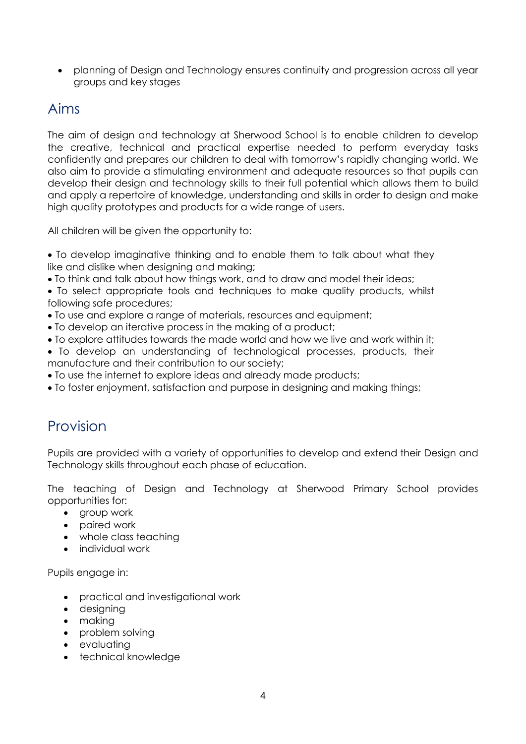- planning of Design and Technology ensures continuity and progression across all year groups and key stages

## Aims

The aim of design and technology at Sherwood School is to enable children to develop the creative, technical and practical expertise needed to perform everyday tasks confidently and prepares our children to deal with tomorrow's rapidly changing world. We also aim to provide a stimulating environment and adequate resources so that pupils can develop their design and technology skills to their full potential which allows them to build and apply a repertoire of knowledge, understanding and skills in order to design and make high quality prototypes and products for a wide range of users.

All children will be given the opportunity to:

- To develop imaginative thinking and to enable them to talk about what they like and dislike when designing and making;
- To think and talk about how things work, and to draw and model their ideas;
- To select appropriate tools and techniques to make quality products, whilst following safe procedures;
- To use and explore a range of materials, resources and equipment;
- To develop an iterative process in the making of a product;
- To explore attitudes towards the made world and how we live and work within it;
- To develop an understanding of technological processes, products, their manufacture and their contribution to our society;
- To use the internet to explore ideas and already made products;
- To foster enjoyment, satisfaction and purpose in designing and making things;

## Provision

Pupils are provided with a variety of opportunities to develop and extend their Design and Technology skills throughout each phase of education.

The teaching of Design and Technology at Sherwood Primary School provides opportunities for:

- group work
- paired work
- whole class teaching
- individual work

Pupils engage in:

- practical and investigational work
- designing
- making
- problem solving
- evaluating
- technical knowledge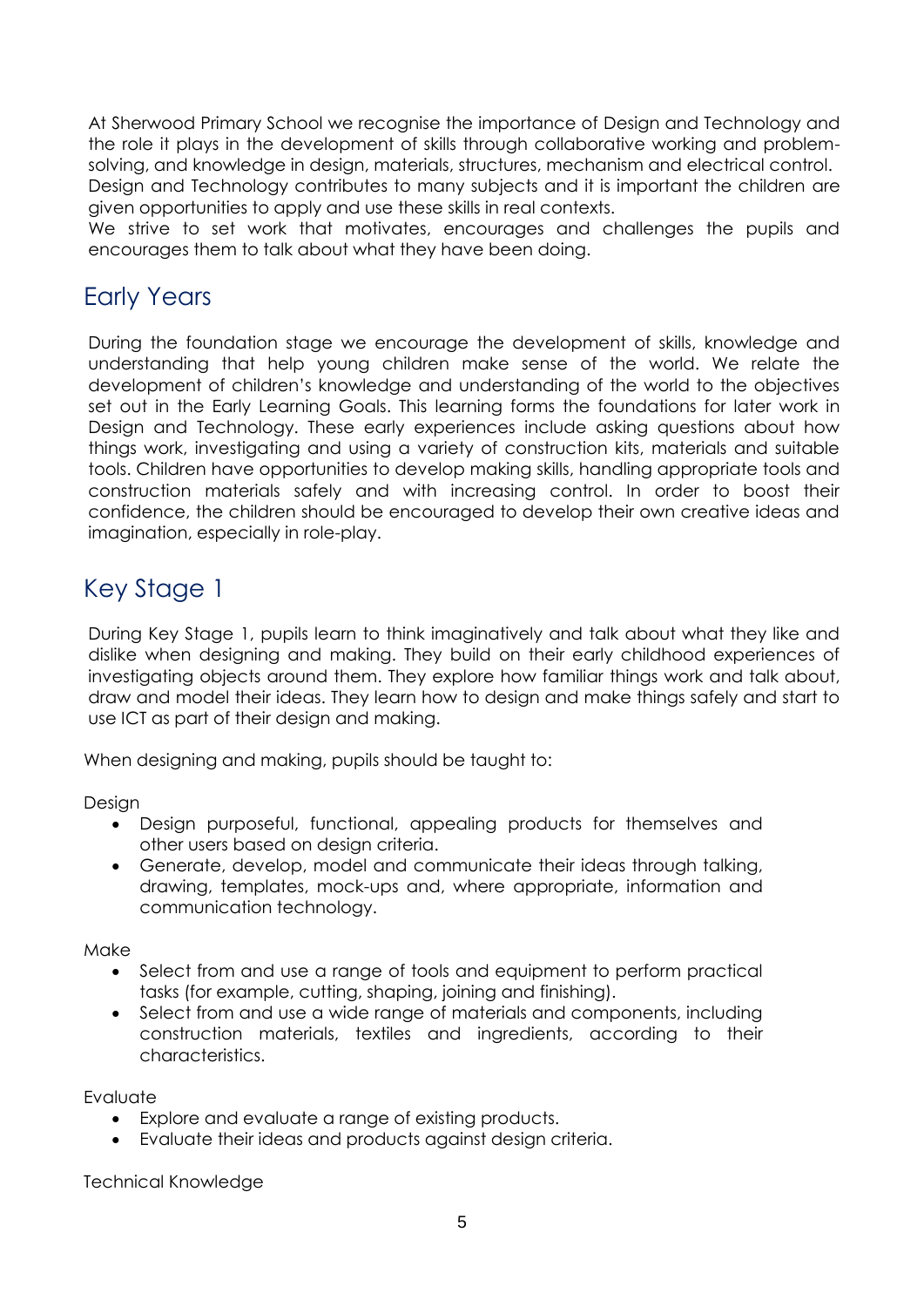At Sherwood Primary School we recognise the importance of Design and Technology and the role it plays in the development of skills through collaborative working and problem-solving, and knowledge in design, materials, structures, mechanism and electrical control. Design and Technology contributes to many subjects and it is important the children are given opportunities to apply and use these skills in real contexts.
We strive to set work that motivates, encourages and challenges the pupils and encourages them to talk about what they have been doing.

## Early Years

During the foundation stage we encourage the development of skills, knowledge and understanding that help young children make sense of the world. We relate the development of children's knowledge and understanding of the world to the objectives set out in the Early Learning Goals. This learning forms the foundations for later work in Design and Technology. These early experiences include asking questions about how things work, investigating and using a variety of construction kits, materials and suitable tools. Children have opportunities to develop making skills, handling appropriate tools and construction materials safely and with increasing control. In order to boost their confidence, the children should be encouraged to develop their own creative ideas and imagination, especially in role-play.

## Key Stage 1

During Key Stage 1, pupils learn to think imaginatively and talk about what they like and dislike when designing and making. They build on their early childhood experiences of investigating objects around them. They explore how familiar things work and talk about, draw and model their ideas. They learn how to design and make things safely and start to use ICT as part of their design and making.

When designing and making, pupils should be taught to:

Design

- Design purposeful, functional, appealing products for themselves and other users based on design criteria.
- Generate, develop, model and communicate their ideas through talking, drawing, templates, mock-ups and, where appropriate, information and communication technology.

Make

- Select from and use a range of tools and equipment to perform practical tasks (for example, cutting, shaping, joining and finishing).
- Select from and use a wide range of materials and components, including construction materials, textiles and ingredients, according to their characteristics.

Evaluate

- Explore and evaluate a range of existing products.
- Evaluate their ideas and products against design criteria.

Technical Knowledge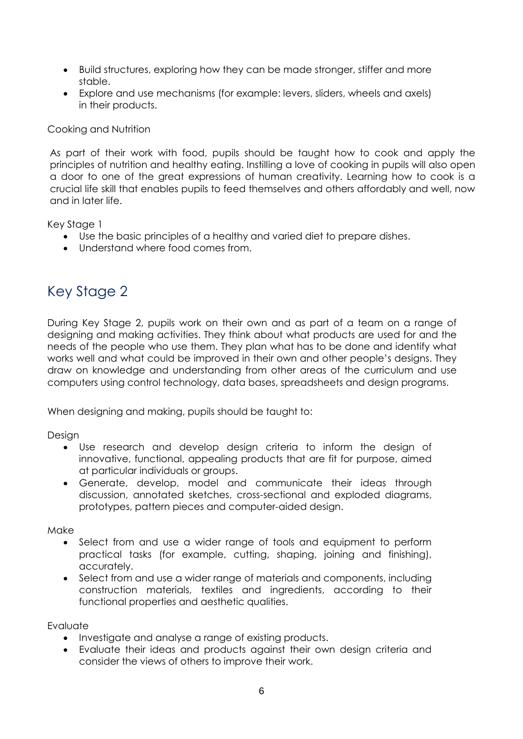- Build structures, exploring how they can be made stronger, stiffer and more stable.
- Explore and use mechanisms (for example: levers, sliders, wheels and axels) in their products.

Cooking and Nutrition

As part of their work with food, pupils should be taught how to cook and apply the principles of nutrition and healthy eating. Instilling a love of cooking in pupils will also open a door to one of the great expressions of human creativity. Learning how to cook is a crucial life skill that enables pupils to feed themselves and others affordably and well, now and in later life.

Key Stage 1

- Use the basic principles of a healthy and varied diet to prepare dishes.
- Understand where food comes from.

## Key Stage 2

During Key Stage 2, pupils work on their own and as part of a team on a range of designing and making activities. They think about what products are used for and the needs of the people who use them. They plan what has to be done and identify what works well and what could be improved in their own and other people's designs. They draw on knowledge and understanding from other areas of the curriculum and use computers using control technology, data bases, spreadsheets and design programs.

When designing and making, pupils should be taught to:

Design

- Use research and develop design criteria to inform the design of innovative, functional, appealing products that are fit for purpose, aimed at particular individuals or groups.
- Generate, develop, model and communicate their ideas through discussion, annotated sketches, cross-sectional and exploded diagrams, prototypes, pattern pieces and computer-aided design.

Make

- Select from and use a wider range of tools and equipment to perform practical tasks (for example, cutting, shaping, joining and finishing), accurately.
- Select from and use a wider range of materials and components, including construction materials, textiles and ingredients, according to their functional properties and aesthetic qualities.

Evaluate

- Investigate and analyse a range of existing products.
- Evaluate their ideas and products against their own design criteria and consider the views of others to improve their work.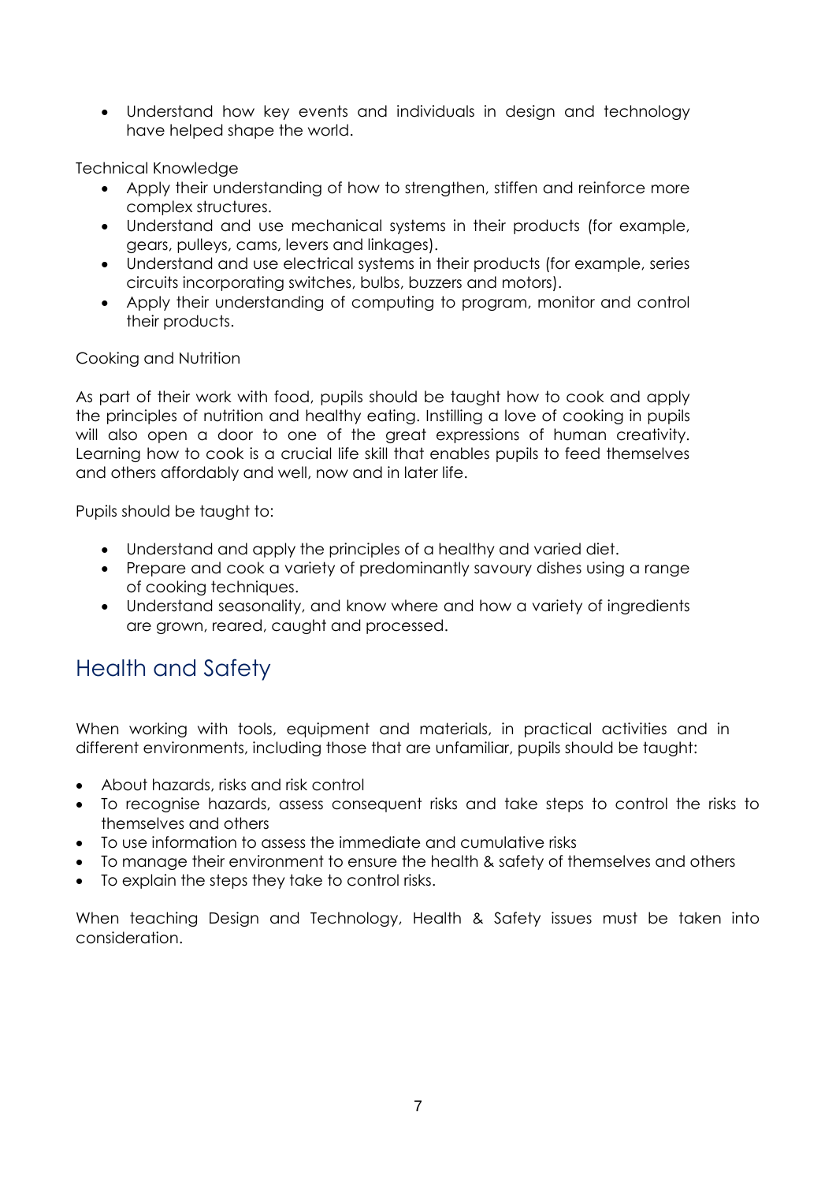- Understand how key events and individuals in design and technology have helped shape the world.

Technical Knowledge

- Apply their understanding of how to strengthen, stiffen and reinforce more complex structures.
- Understand and use mechanical systems in their products (for example, gears, pulleys, cams, levers and linkages).
- Understand and use electrical systems in their products (for example, series circuits incorporating switches, bulbs, buzzers and motors).
- Apply their understanding of computing to program, monitor and control their products.

Cooking and Nutrition

As part of their work with food, pupils should be taught how to cook and apply the principles of nutrition and healthy eating. Instilling a love of cooking in pupils will also open a door to one of the great expressions of human creativity. Learning how to cook is a crucial life skill that enables pupils to feed themselves and others affordably and well, now and in later life.

Pupils should be taught to:

- Understand and apply the principles of a healthy and varied diet.
- Prepare and cook a variety of predominantly savoury dishes using a range of cooking techniques.
- Understand seasonality, and know where and how a variety of ingredients are grown, reared, caught and processed.

## Health and Safety

When working with tools, equipment and materials, in practical activities and in different environments, including those that are unfamiliar, pupils should be taught:

- About hazards, risks and risk control
- To recognise hazards, assess consequent risks and take steps to control the risks to themselves and others
- To use information to assess the immediate and cumulative risks
- To manage their environment to ensure the health & safety of themselves and others
- To explain the steps they take to control risks.

When teaching Design and Technology, Health & Safety issues must be taken into consideration.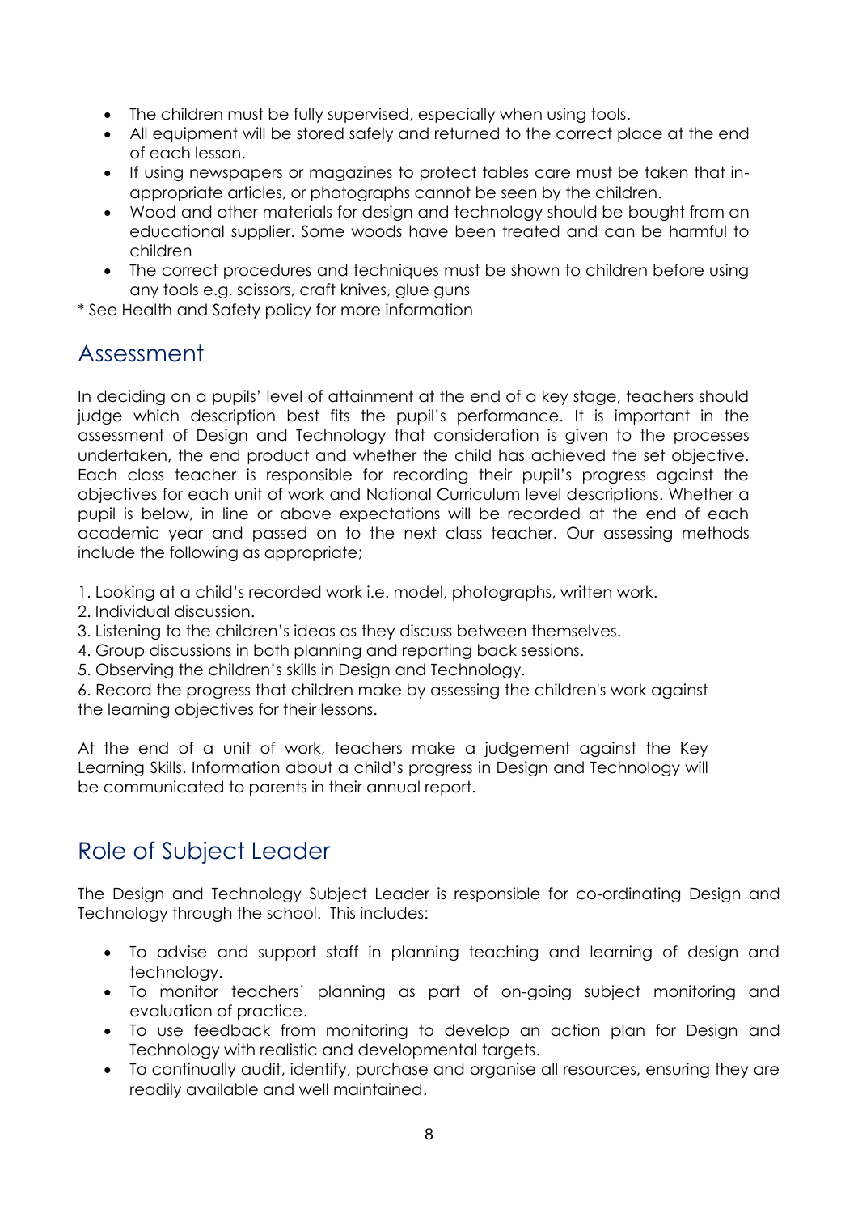- The children must be fully supervised, especially when using tools.
- All equipment will be stored safely and returned to the correct place at the end of each lesson.
- If using newspapers or magazines to protect tables care must be taken that in-appropriate articles, or photographs cannot be seen by the children.
- Wood and other materials for design and technology should be bought from an educational supplier. Some woods have been treated and can be harmful to children
- The correct procedures and techniques must be shown to children before using any tools e.g. scissors, craft knives, glue guns

* See Health and Safety policy for more information

## Assessment

In deciding on a pupils' level of attainment at the end of a key stage, teachers should judge which description best fits the pupil's performance. It is important in the assessment of Design and Technology that consideration is given to the processes undertaken, the end product and whether the child has achieved the set objective. Each class teacher is responsible for recording their pupil's progress against the objectives for each unit of work and National Curriculum level descriptions. Whether a pupil is below, in line or above expectations will be recorded at the end of each academic year and passed on to the next class teacher. Our assessing methods include the following as appropriate;

1. Looking at a child's recorded work i.e. model, photographs, written work.
2. Individual discussion.
3. Listening to the children's ideas as they discuss between themselves.
4. Group discussions in both planning and reporting back sessions.
5. Observing the children's skills in Design and Technology.
6. Record the progress that children make by assessing the children's work against the learning objectives for their lessons.

At the end of a unit of work, teachers make a judgement against the Key Learning Skills. Information about a child's progress in Design and Technology will be communicated to parents in their annual report.

## Role of Subject Leader

The Design and Technology Subject Leader is responsible for co-ordinating Design and Technology through the school. This includes:

- To advise and support staff in planning teaching and learning of design and technology.
- To monitor teachers' planning as part of on-going subject monitoring and evaluation of practice.
- To use feedback from monitoring to develop an action plan for Design and Technology with realistic and developmental targets.
- To continually audit, identify, purchase and organise all resources, ensuring they are readily available and well maintained.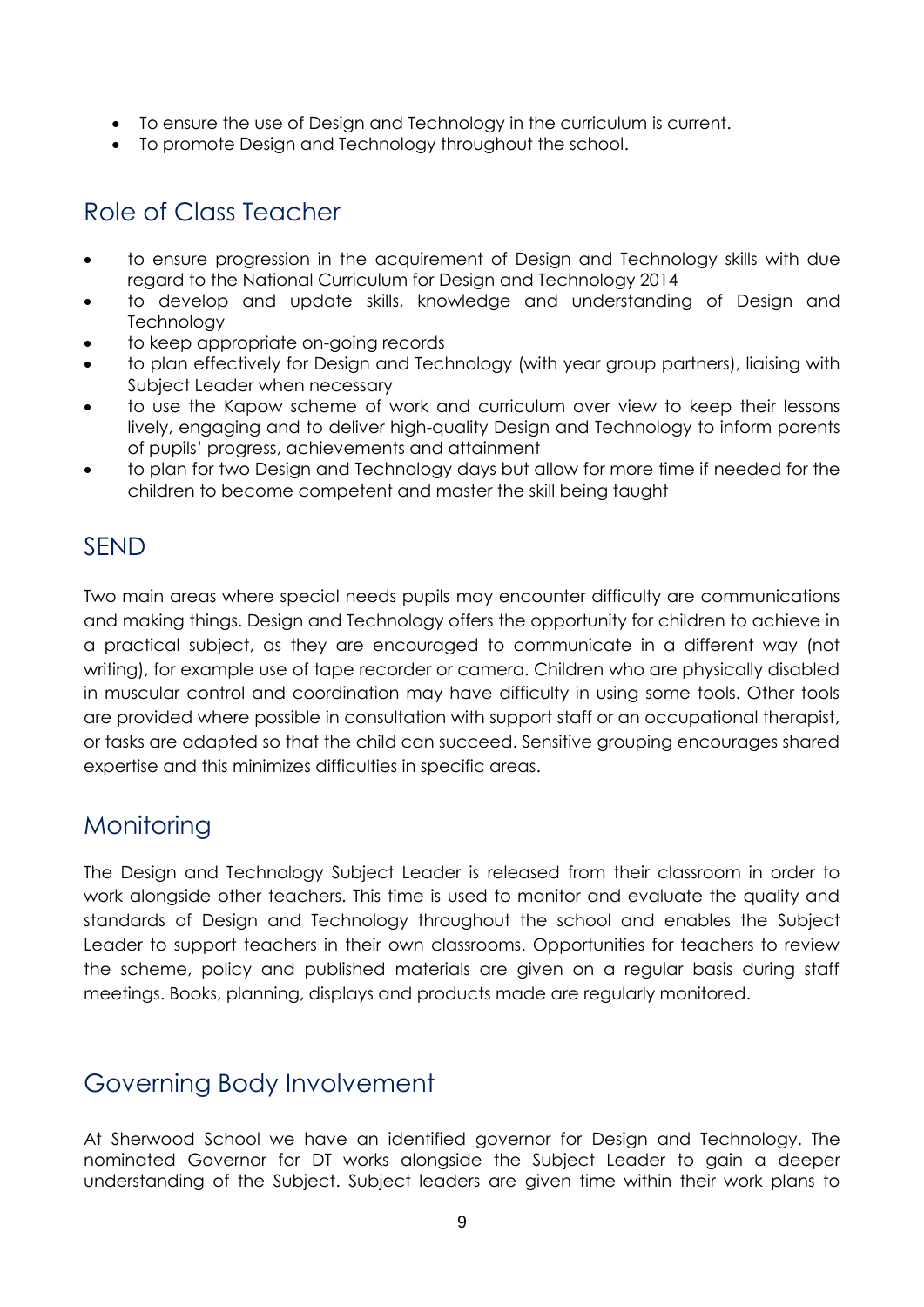- To ensure the use of Design and Technology in the curriculum is current.
- To promote Design and Technology throughout the school.

## Role of Class Teacher

- to ensure progression in the acquirement of Design and Technology skills with due regard to the National Curriculum for Design and Technology 2014
- to develop and update skills, knowledge and understanding of Design and Technology
- to keep appropriate on-going records
- to plan effectively for Design and Technology (with year group partners), liaising with Subject Leader when necessary
- to use the Kapow scheme of work and curriculum over view to keep their lessons lively, engaging and to deliver high-quality Design and Technology to inform parents of pupils' progress, achievements and attainment
- to plan for two Design and Technology days but allow for more time if needed for the children to become competent and master the skill being taught

## SEND

Two main areas where special needs pupils may encounter difficulty are communications and making things. Design and Technology offers the opportunity for children to achieve in a practical subject, as they are encouraged to communicate in a different way (not writing), for example use of tape recorder or camera. Children who are physically disabled in muscular control and coordination may have difficulty in using some tools. Other tools are provided where possible in consultation with support staff or an occupational therapist, or tasks are adapted so that the child can succeed. Sensitive grouping encourages shared expertise and this minimizes difficulties in specific areas.

## Monitoring

The Design and Technology Subject Leader is released from their classroom in order to work alongside other teachers. This time is used to monitor and evaluate the quality and standards of Design and Technology throughout the school and enables the Subject Leader to support teachers in their own classrooms. Opportunities for teachers to review the scheme, policy and published materials are given on a regular basis during staff meetings. Books, planning, displays and products made are regularly monitored.

## Governing Body Involvement

At Sherwood School we have an identified governor for Design and Technology. The nominated Governor for DT works alongside the Subject Leader to gain a deeper understanding of the Subject. Subject leaders are given time within their work plans to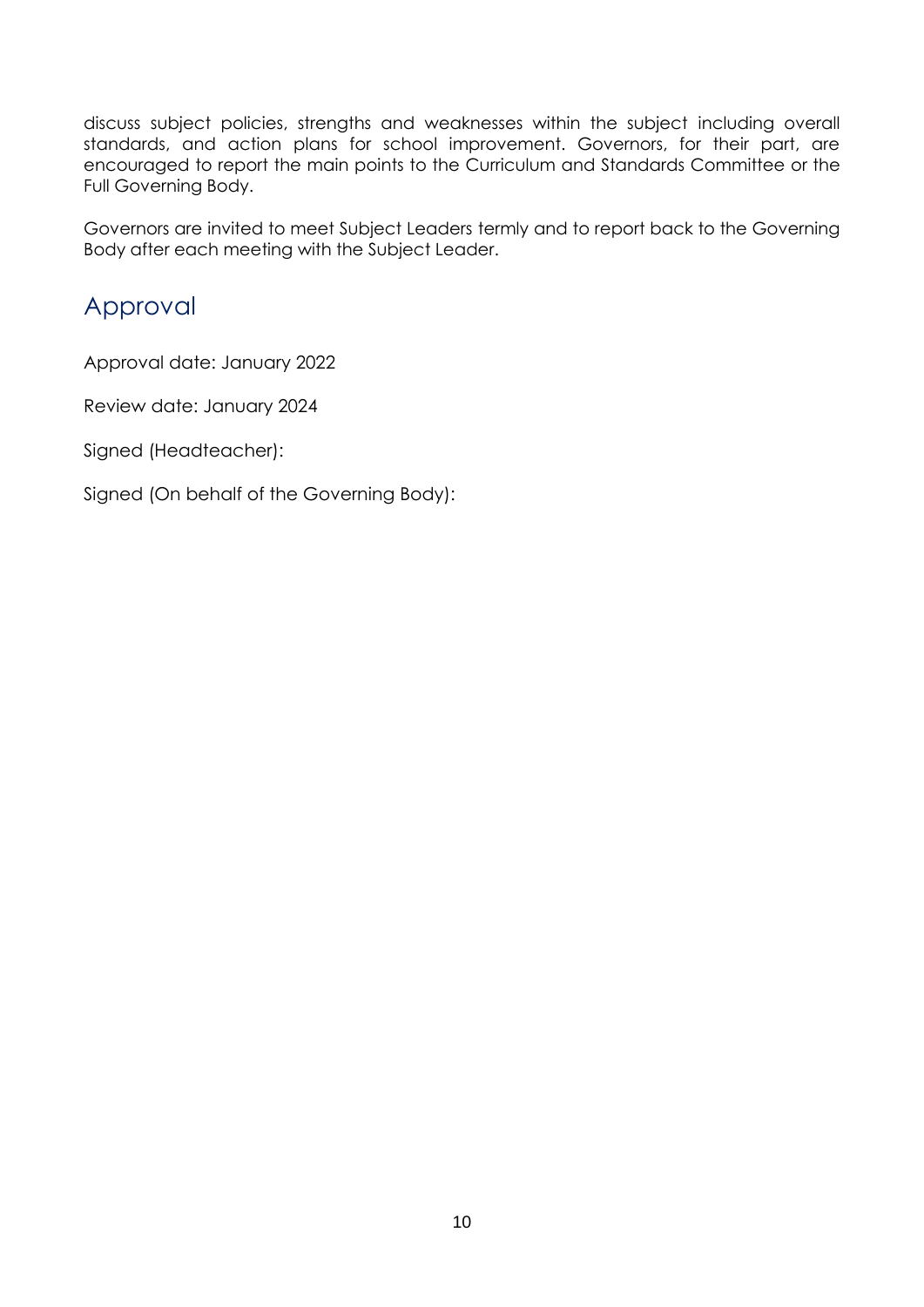discuss subject policies, strengths and weaknesses within the subject including overall standards, and action plans for school improvement. Governors, for their part, are encouraged to report the main points to the Curriculum and Standards Committee or the Full Governing Body.

Governors are invited to meet Subject Leaders termly and to report back to the Governing Body after each meeting with the Subject Leader.

## Approval

Approval date: January 2022

Review date: January 2024

Signed (Headteacher):

Signed (On behalf of the Governing Body):